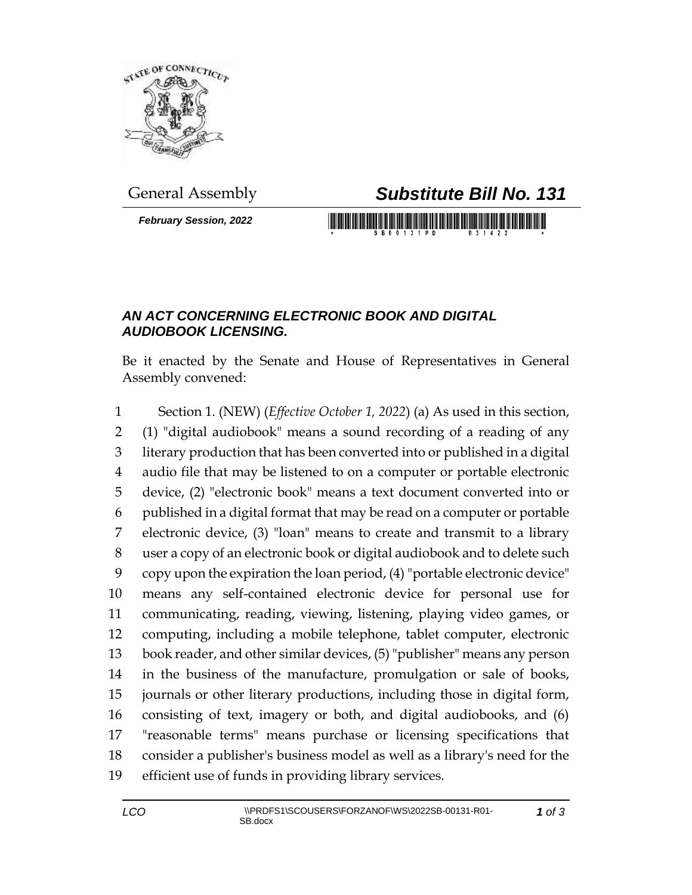General Assembly

# Substitute Bill No. 131

*February Session, 2022*

## *AN ACT CONCERNING ELECTRONIC BOOK AND DIGITAL AUDIOBOOK LICENSING.*

Be it enacted by the Senate and House of Representatives in General Assembly convened:

1 Section 1. (NEW) (*Effective October 1, 2022*) (a) As used in this section,
2 (1) "digital audiobook" means a sound recording of a reading of any
3 literary production that has been converted into or published in a digital
4 audio file that may be listened to on a computer or portable electronic
5 device, (2) "electronic book" means a text document converted into or
6 published in a digital format that may be read on a computer or portable
7 electronic device, (3) "loan" means to create and transmit to a library
8 user a copy of an electronic book or digital audiobook and to delete such
9 copy upon the expiration the loan period, (4) "portable electronic device"
10 means any self-contained electronic device for personal use for
11 communicating, reading, viewing, listening, playing video games, or
12 computing, including a mobile telephone, tablet computer, electronic
13 book reader, and other similar devices, (5) "publisher" means any person
14 in the business of the manufacture, promulgation or sale of books,
15 journals or other literary productions, including those in digital form,
16 consisting of text, imagery or both, and digital audiobooks, and (6)
17 "reasonable terms" means purchase or licensing specifications that
18 consider a publisher's business model as well as a library's need for the
19 efficient use of funds in providing library services.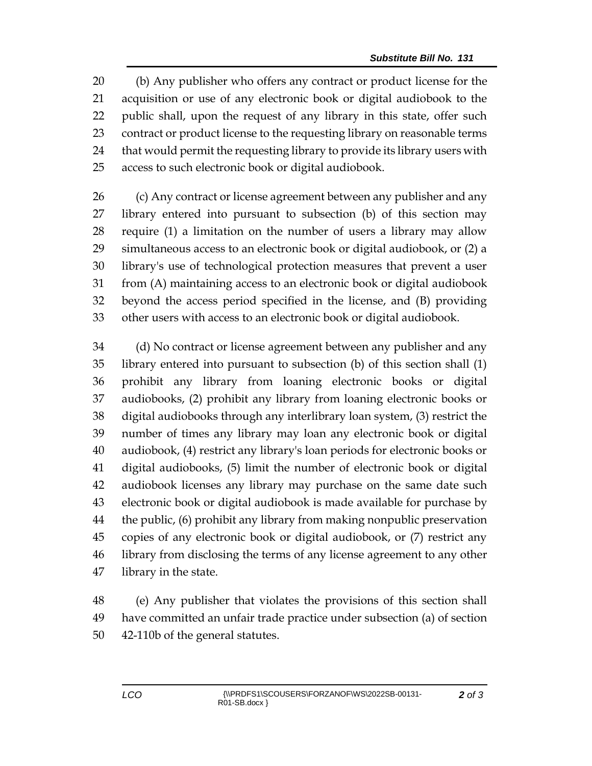(b) Any publisher who offers any contract or product license for the acquisition or use of any electronic book or digital audiobook to the public shall, upon the request of any library in this state, offer such contract or product license to the requesting library on reasonable terms that would permit the requesting library to provide its library users with access to such electronic book or digital audiobook.

(c) Any contract or license agreement between any publisher and any library entered into pursuant to subsection (b) of this section may require (1) a limitation on the number of users a library may allow simultaneous access to an electronic book or digital audiobook, or (2) a library's use of technological protection measures that prevent a user from (A) maintaining access to an electronic book or digital audiobook beyond the access period specified in the license, and (B) providing other users with access to an electronic book or digital audiobook.

(d) No contract or license agreement between any publisher and any library entered into pursuant to subsection (b) of this section shall (1) prohibit any library from loaning electronic books or digital audiobooks, (2) prohibit any library from loaning electronic books or digital audiobooks through any interlibrary loan system, (3) restrict the number of times any library may loan any electronic book or digital audiobook, (4) restrict any library's loan periods for electronic books or digital audiobooks, (5) limit the number of electronic book or digital audiobook licenses any library may purchase on the same date such electronic book or digital audiobook is made available for purchase by the public, (6) prohibit any library from making nonpublic preservation copies of any electronic book or digital audiobook, or (7) restrict any library from disclosing the terms of any license agreement to any other library in the state.

(e) Any publisher that violates the provisions of this section shall have committed an unfair trade practice under subsection (a) of section 42-110b of the general statutes.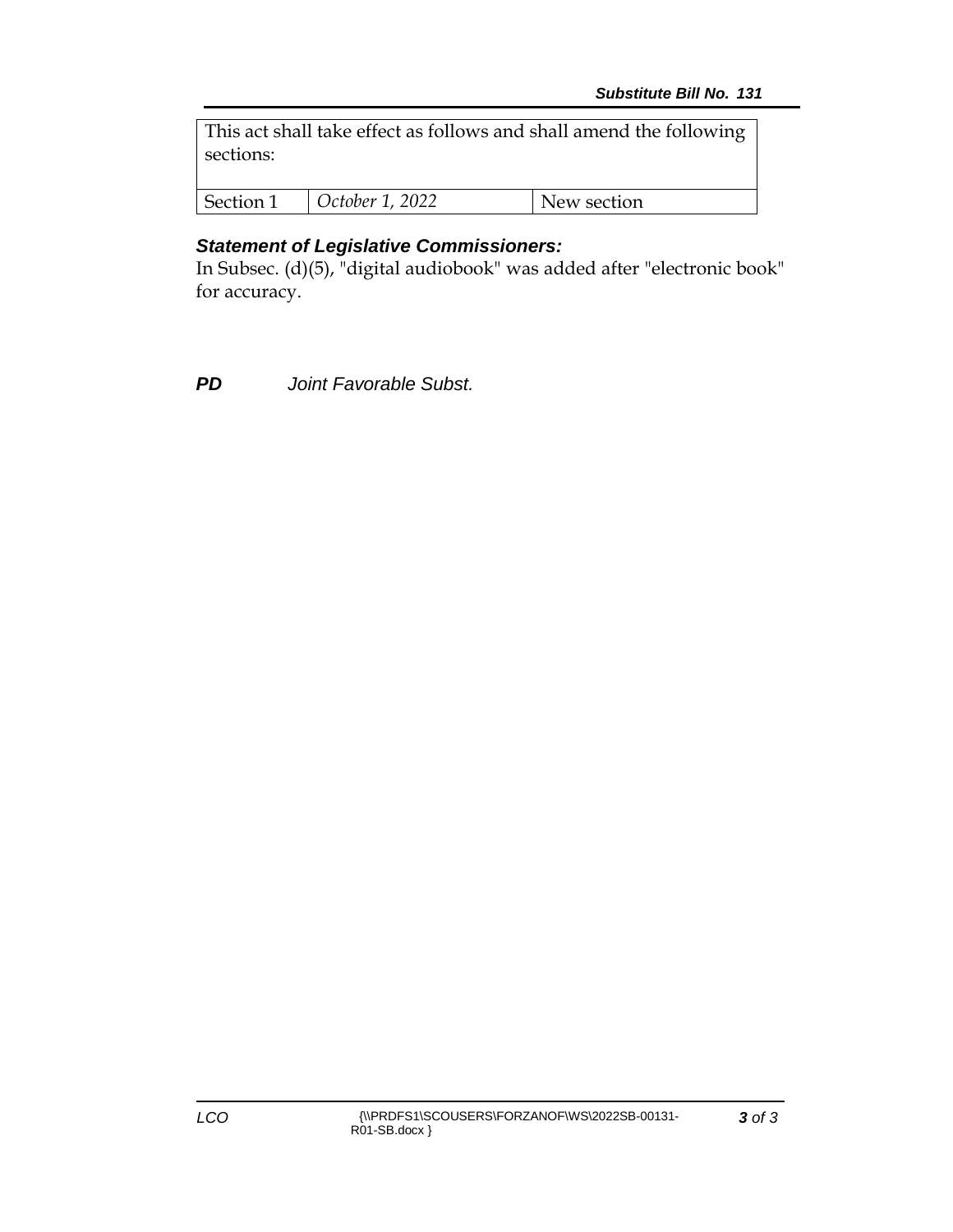| This act shall take effect as follows and shall amend the following sections: | | |
|---|---|---|
| Section 1 | *October 1, 2022* | New section |

### *Statement of Legislative Commissioners:*

In Subsec. (d)(5), "digital audiobook" was added after "electronic book" for accuracy.

***PD*** *Joint Favorable Subst.*